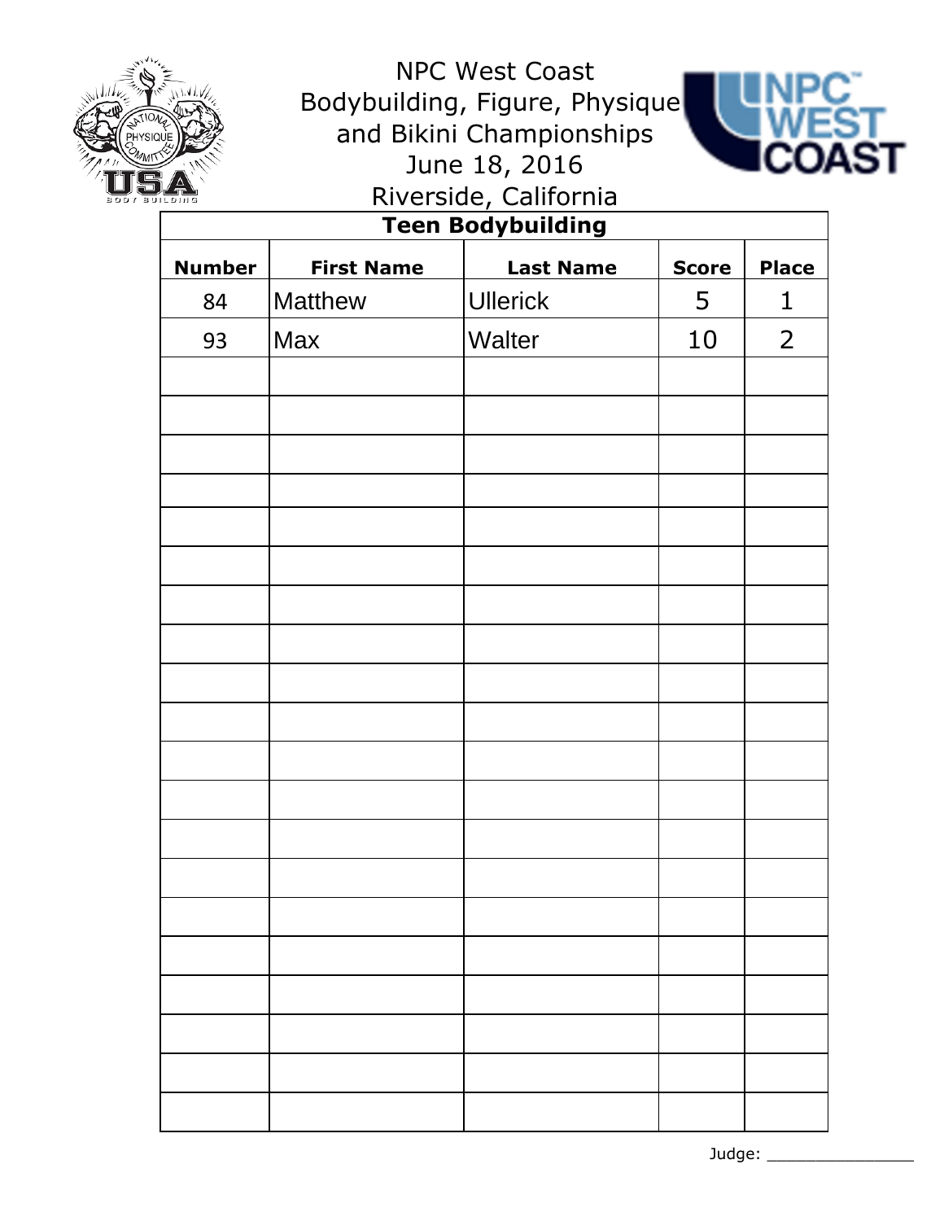# NPC West Coast Bodybuilding, Figure, Physique and Bikini Championships

June 18, 2016

Riverside, California

## Teen Bodybuilding

| Number | First Name | Last Name | Score | Place |
|---|---|---|---|---|
| 84 | Matthew | Ullerick | 5 | 1 |
| 93 | Max | Walter | 10 | 2 |
| | | | | |
| | | | | |
| | | | | |
| | | | | |
| | | | | |
| | | | | |
| | | | | |
| | | | | |
| | | | | |
| | | | | |
| | | | | |
| | | | | |
| | | | | |
| | | | | |
| | | | | |
| | | | | |
| | | | | |
| | | | | |
| | | | | |
| | | | | |

Judge: _______________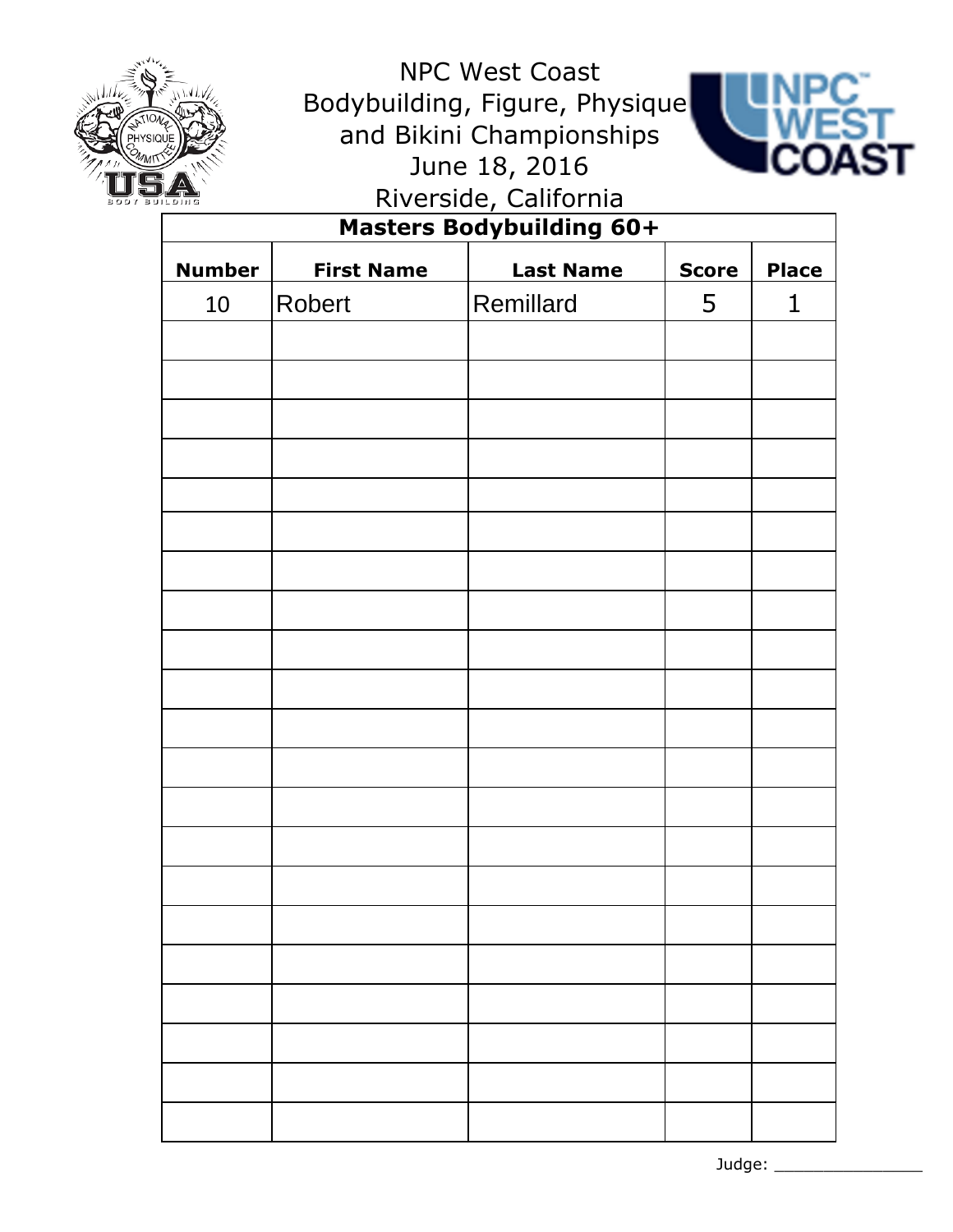NPC West Coast
Bodybuilding, Figure, Physique
and Bikini Championships
June 18, 2016
Riverside, California

## Masters Bodybuilding 60+

| Number | First Name | Last Name | Score | Place |
|---|---|---|---|---|
| 10 | Robert | Remillard | 5 | 1 |
| | | | | |
| | | | | |
| | | | | |
| | | | | |
| | | | | |
| | | | | |
| | | | | |
| | | | | |
| | | | | |
| | | | | |
| | | | | |
| | | | | |
| | | | | |
| | | | | |
| | | | | |
| | | | | |
| | | | | |
| | | | | |
| | | | | |
| | | | | |
| | | | | |

Judge: _______________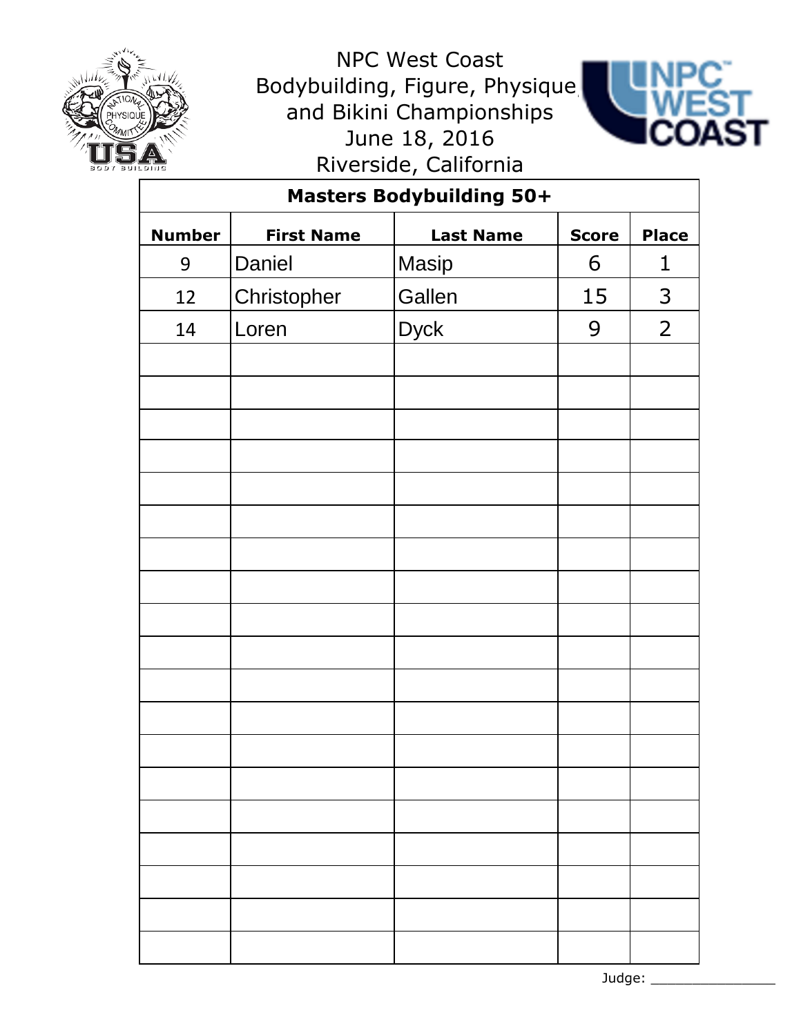NPC West Coast
Bodybuilding, Figure, Physique, and Bikini Championships
June 18, 2016
Riverside, California

## Masters Bodybuilding 50+

| Number | First Name | Last Name | Score | Place |
|---|---|---|---|---|
| 9 | Daniel | Masip | 6 | 1 |
| 12 | Christopher | Gallen | 15 | 3 |
| 14 | Loren | Dyck | 9 | 2 |
| | | | | |
| | | | | |
| | | | | |
| | | | | |
| | | | | |
| | | | | |
| | | | | |
| | | | | |
| | | | | |
| | | | | |
| | | | | |
| | | | | |
| | | | | |
| | | | | |
| | | | | |
| | | | | |
| | | | | |
| | | | | |
| | | | | |

Judge: _______________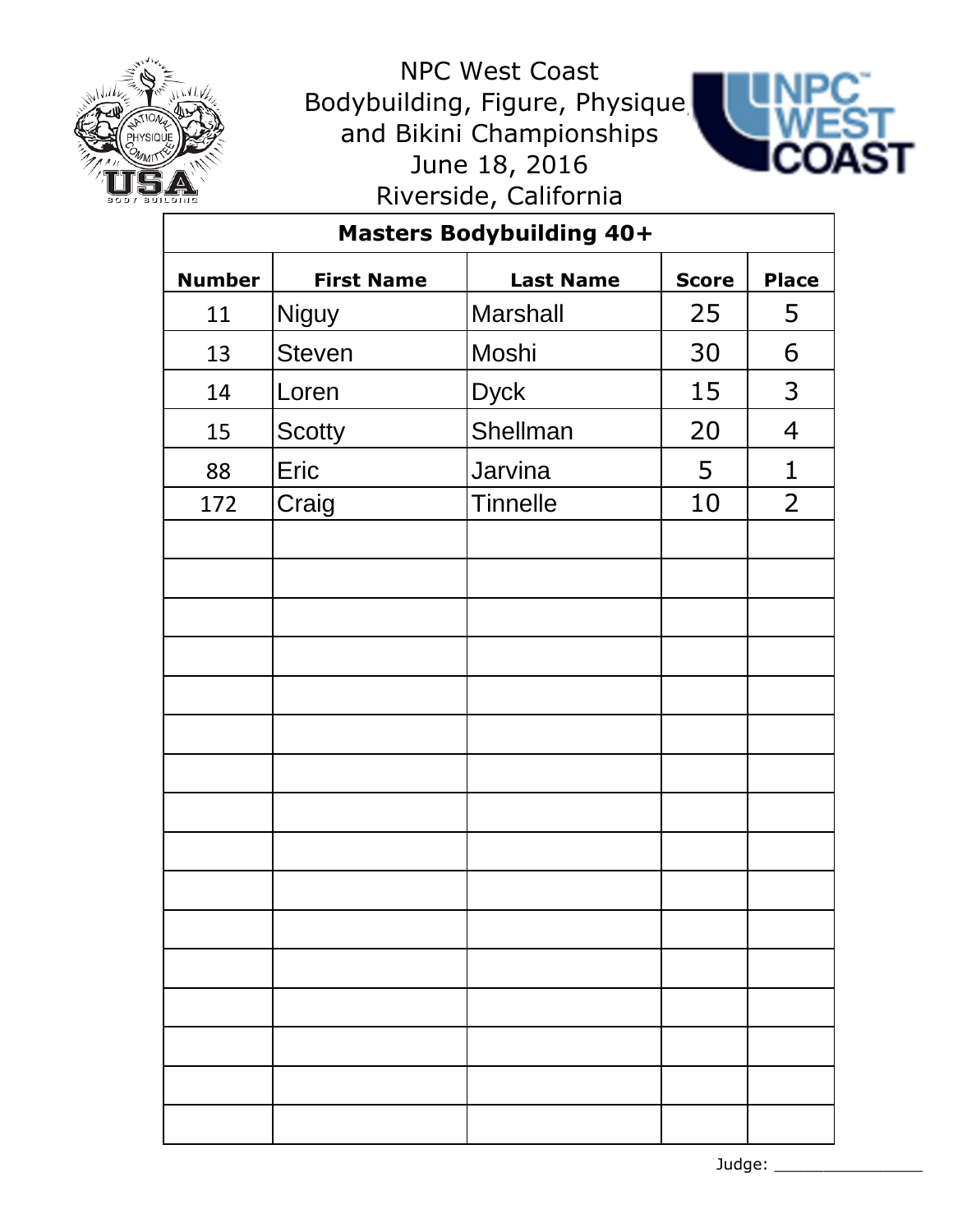NPC West Coast
Bodybuilding, Figure, Physique and Bikini Championships
June 18, 2016
Riverside, California

## Masters Bodybuilding 40+

| Number | First Name | Last Name | Score | Place |
|---|---|---|---|---|
| 11 | Niguy | Marshall | 25 | 5 |
| 13 | Steven | Moshi | 30 | 6 |
| 14 | Loren | Dyck | 15 | 3 |
| 15 | Scotty | Shellman | 20 | 4 |
| 88 | Eric | Jarvina | 5 | 1 |
| 172 | Craig | Tinnelle | 10 | 2 |
| | | | | |
| | | | | |
| | | | | |
| | | | | |
| | | | | |
| | | | | |
| | | | | |
| | | | | |
| | | | | |
| | | | | |
| | | | | |
| | | | | |
| | | | | |
| | | | | |
| | | | | |
| | | | | |

Judge: _______________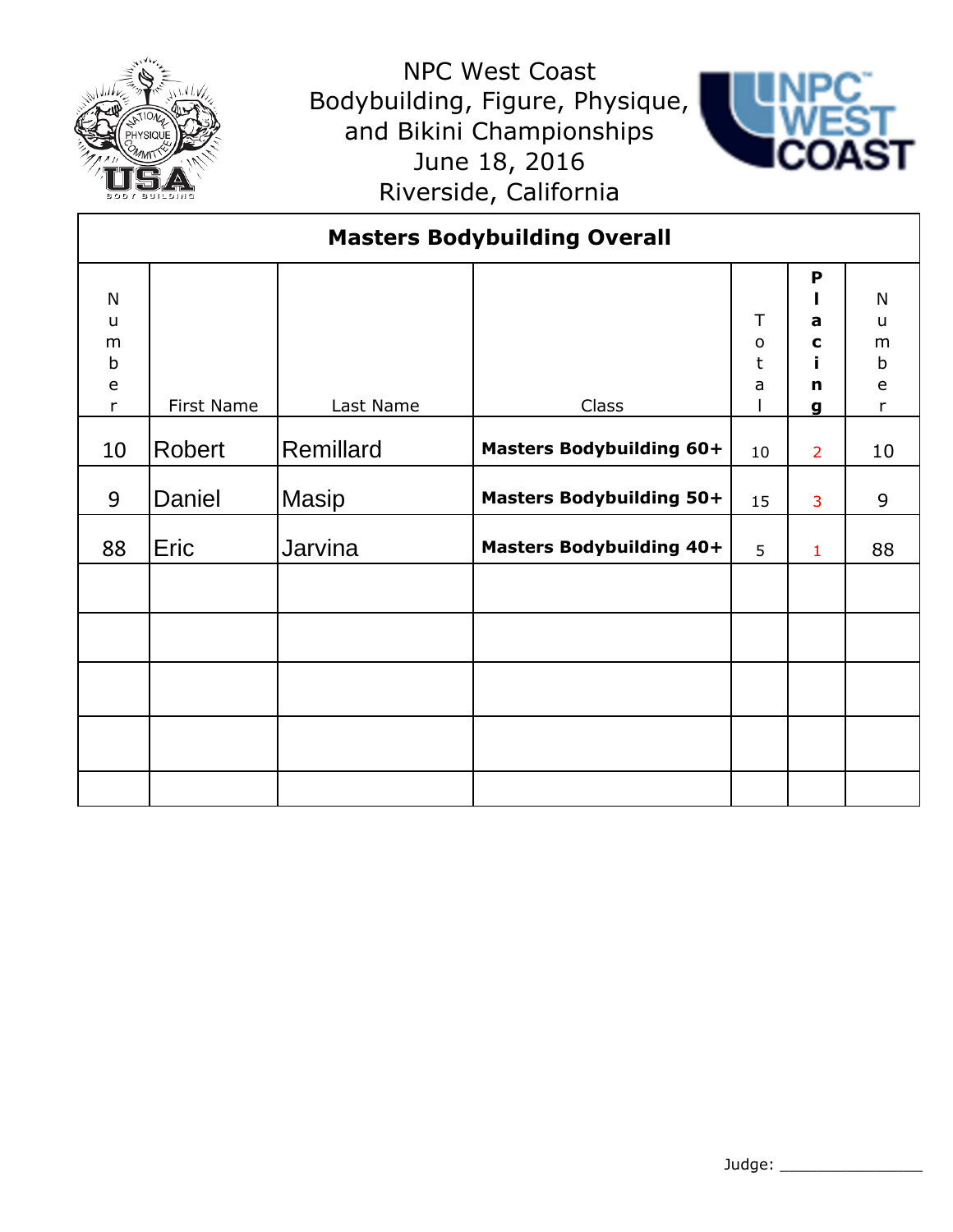NPC West Coast
Bodybuilding, Figure, Physique,
and Bikini Championships
June 18, 2016
Riverside, California

## Masters Bodybuilding Overall

| Number | First Name | Last Name | Class | Total | Placing | Number |
|---|---|---|---|---|---|---|
| 10 | Robert | Remillard | **Masters Bodybuilding 60+** | 10 | 2 | 10 |
| 9 | Daniel | Masip | **Masters Bodybuilding 50+** | 15 | 3 | 9 |
| 88 | Eric | Jarvina | **Masters Bodybuilding 40+** | 5 | 1 | 88 |
| | | | | | | |
| | | | | | | |
| | | | | | | |
| | | | | | | |
| | | | | | | |

Judge: _______________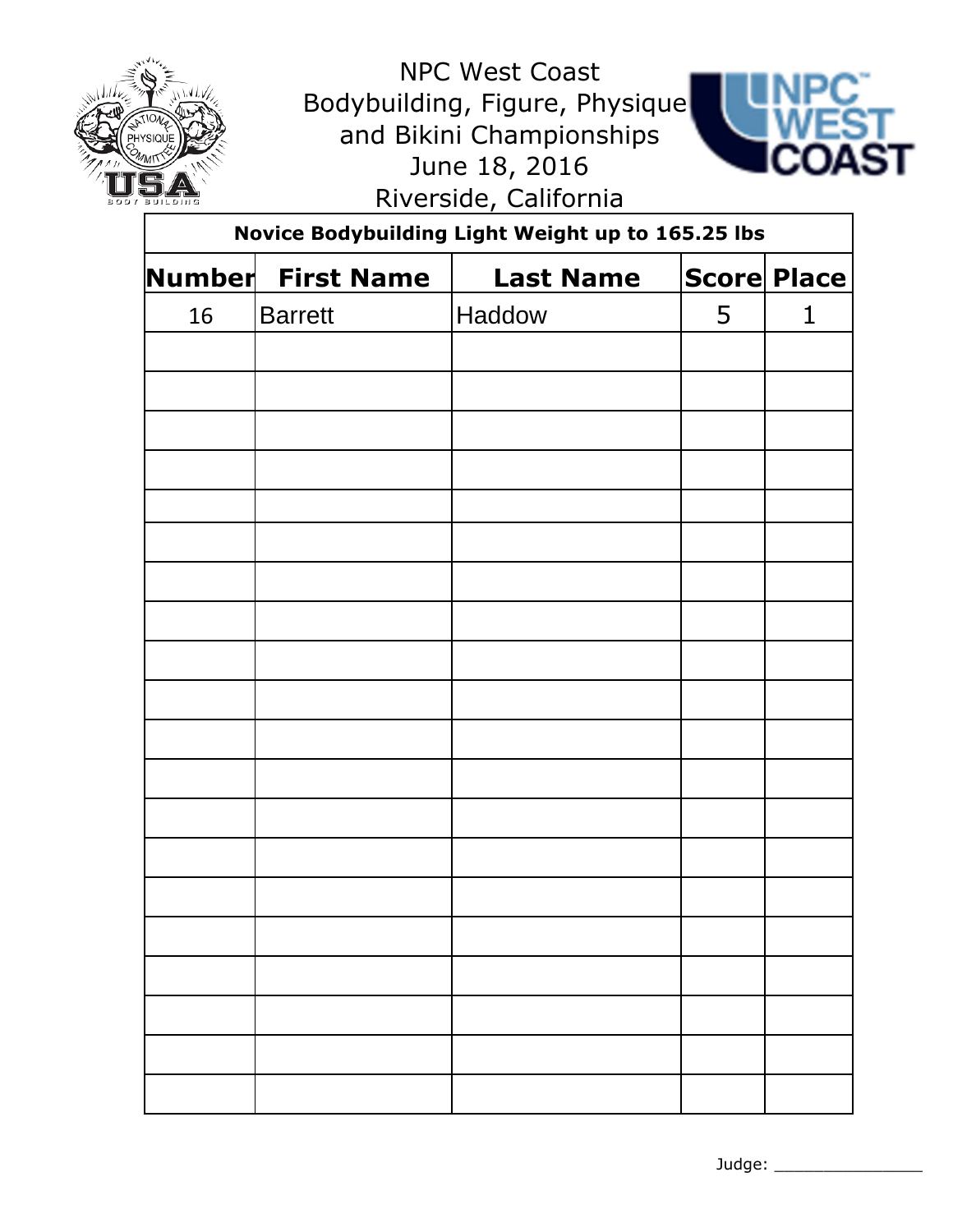NPC West Coast
Bodybuilding, Figure, Physique
and Bikini Championships
June 18, 2016
Riverside, California

NPC WEST COAST

| Novice Bodybuilding Light Weight up to 165.25 lbs | | | | |
|---|---|---|---|---|
| **Number** | **First Name** | **Last Name** | **Score** | **Place** |
| 16 | Barrett | Haddow | 5 | 1 |
| | | | | |
| | | | | |
| | | | | |
| | | | | |
| | | | | |
| | | | | |
| | | | | |
| | | | | |
| | | | | |
| | | | | |
| | | | | |
| | | | | |
| | | | | |
| | | | | |
| | | | | |
| | | | | |
| | | | | |
| | | | | |
| | | | | |
| | | | | |

Judge: _______________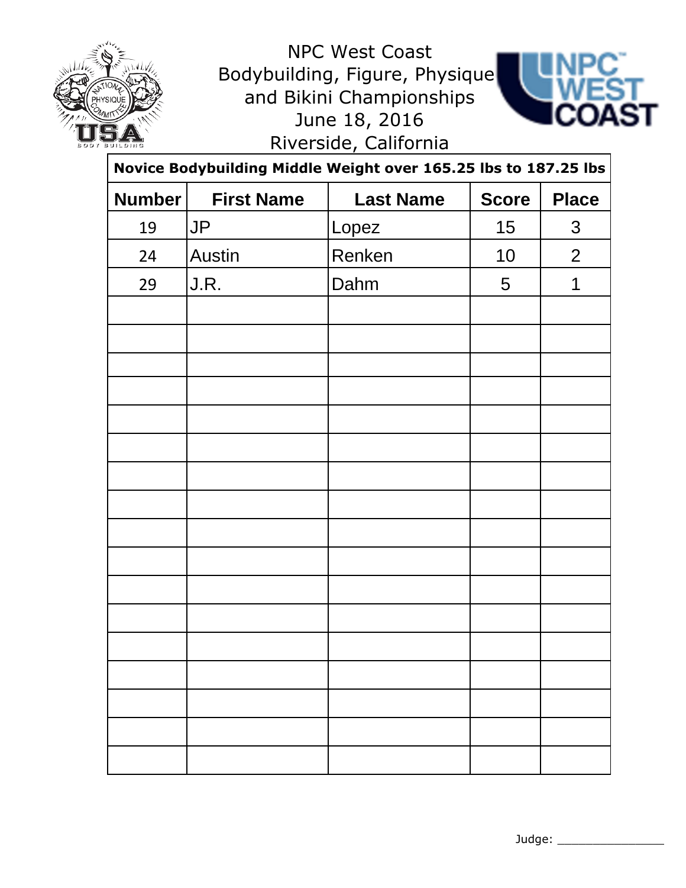NPC West Coast
Bodybuilding, Figure, Physique
and Bikini Championships
June 18, 2016
Riverside, California

| Novice Bodybuilding Middle Weight over 165.25 lbs to 187.25 lbs | | | | |
|---|---|---|---|---|
| **Number** | **First Name** | **Last Name** | **Score** | **Place** |
| 19 | JP | Lopez | 15 | 3 |
| 24 | Austin | Renken | 10 | 2 |
| 29 | J.R. | Dahm | 5 | 1 |
| | | | | |
| | | | | |
| | | | | |
| | | | | |
| | | | | |
| | | | | |
| | | | | |
| | | | | |
| | | | | |
| | | | | |
| | | | | |
| | | | | |
| | | | | |
| | | | | |
| | | | | |
| | | | | |

Judge: _______________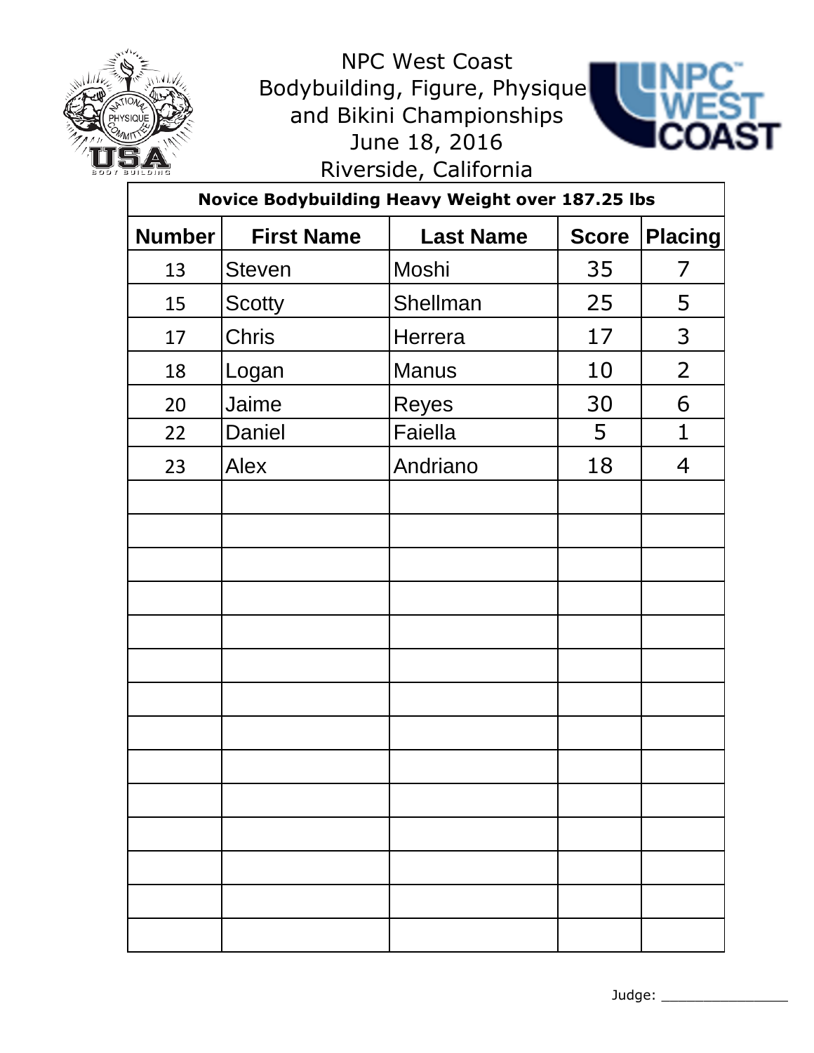NPC West Coast
Bodybuilding, Figure, Physique
and Bikini Championships
June 18, 2016
Riverside, California

**Novice Bodybuilding Heavy Weight over 187.25 lbs**

| Number | First Name | Last Name | Score | Placing |
|---|---|---|---|---|
| 13 | Steven | Moshi | 35 | 7 |
| 15 | Scotty | Shellman | 25 | 5 |
| 17 | Chris | Herrera | 17 | 3 |
| 18 | Logan | Manus | 10 | 2 |
| 20 | Jaime | Reyes | 30 | 6 |
| 22 | Daniel | Faiella | 5 | 1 |
| 23 | Alex | Andriano | 18 | 4 |
| | | | | |
| | | | | |
| | | | | |
| | | | | |
| | | | | |
| | | | | |
| | | | | |
| | | | | |
| | | | | |
| | | | | |
| | | | | |
| | | | | |
| | | | | |

Judge: _______________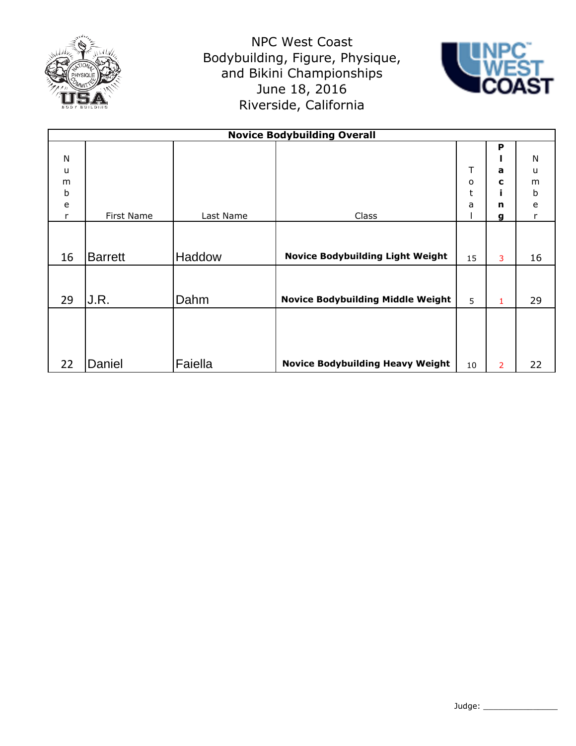NPC West Coast
Bodybuilding, Figure, Physique,
and Bikini Championships
June 18, 2016
Riverside, California

| Novice Bodybuilding Overall | | | | | | |
|---|---|---|---|---|---|---|
| Number | First Name | Last Name | Class | Total | Placing | Number |
| 16 | Barrett | Haddow | **Novice Bodybuilding Light Weight** | 15 | 3 | 16 |
| 29 | J.R. | Dahm | **Novice Bodybuilding Middle Weight** | 5 | 1 | 29 |
| 22 | Daniel | Faiella | **Novice Bodybuilding Heavy Weight** | 10 | 2 | 22 |

Judge: _______________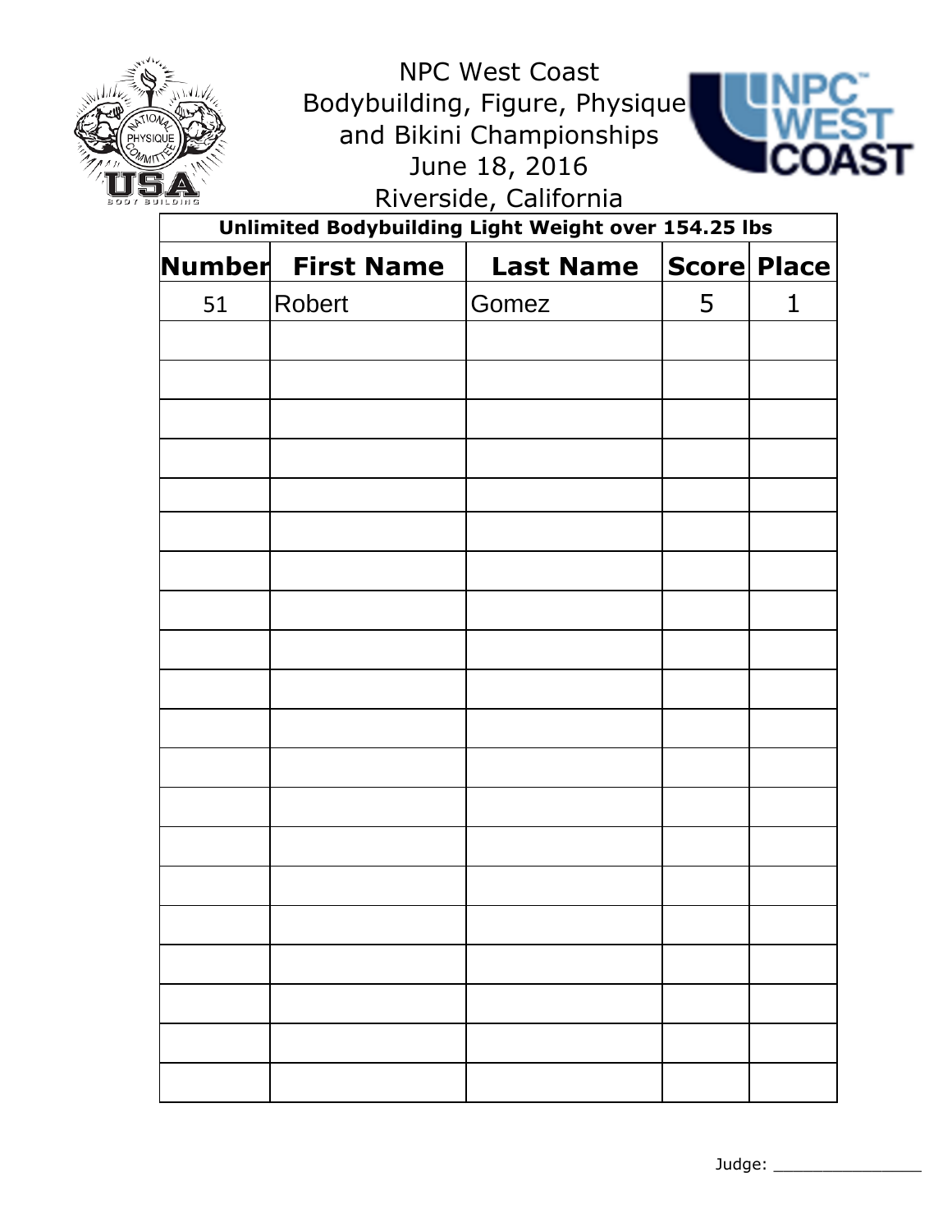# NPC West Coast Bodybuilding, Figure, Physique and Bikini Championships

June 18, 2016

Riverside, California

**Unlimited Bodybuilding Light Weight over 154.25 lbs**

| Number | First Name | Last Name | Score | Place |
|---|---|---|---|---|
| 51 | Robert | Gomez | 5 | 1 |
| | | | | |
| | | | | |
| | | | | |
| | | | | |
| | | | | |
| | | | | |
| | | | | |
| | | | | |
| | | | | |
| | | | | |
| | | | | |
| | | | | |
| | | | | |
| | | | | |
| | | | | |
| | | | | |
| | | | | |
| | | | | |
| | | | | |
| | | | | |

Judge: _______________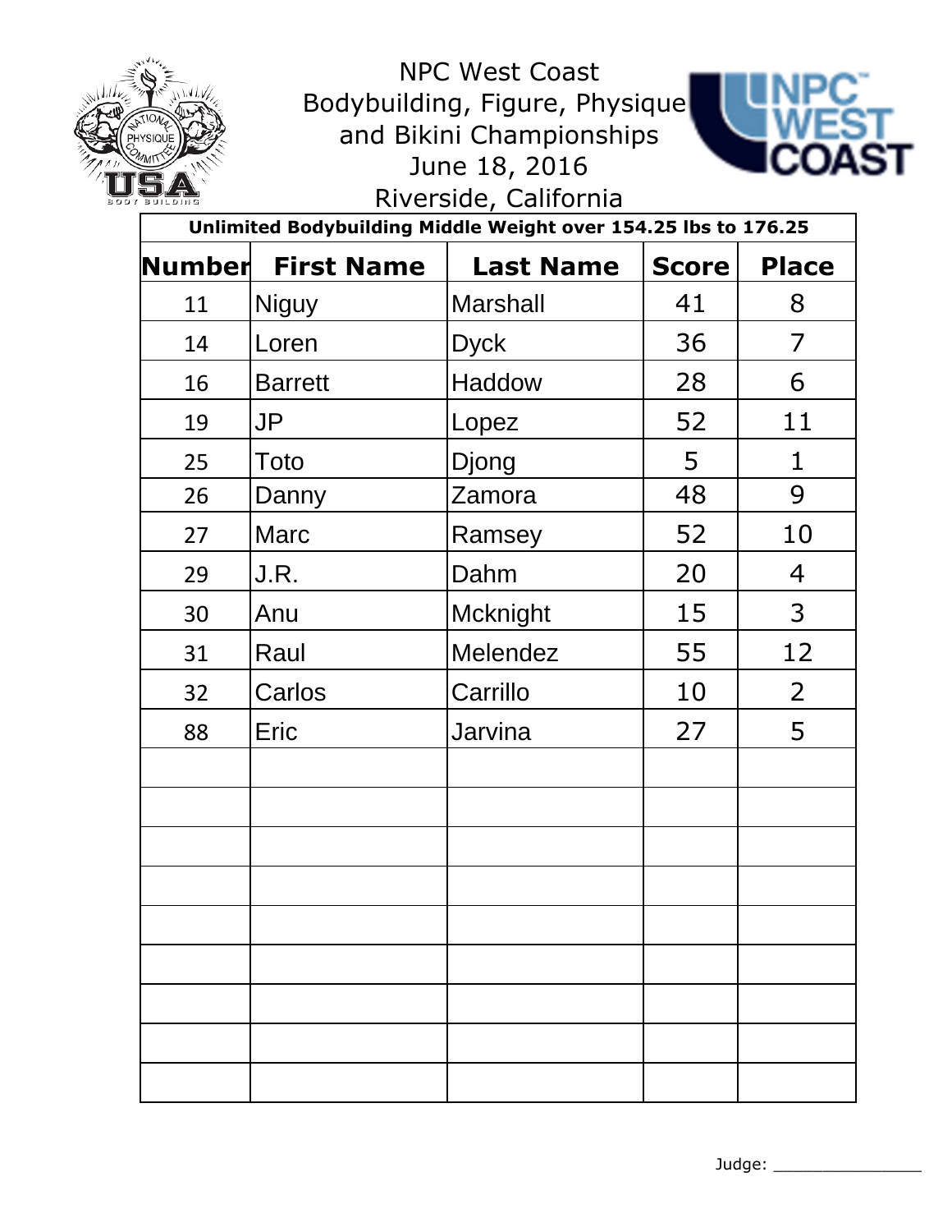NPC West Coast
Bodybuilding, Figure, Physique
and Bikini Championships
June 18, 2016
Riverside, California

**Unlimited Bodybuilding Middle Weight over 154.25 lbs to 176.25**

| Number | First Name | Last Name | Score | Place |
|---|---|---|---|---|
| 11 | Niguy | Marshall | 41 | 8 |
| 14 | Loren | Dyck | 36 | 7 |
| 16 | Barrett | Haddow | 28 | 6 |
| 19 | JP | Lopez | 52 | 11 |
| 25 | Toto | Djong | 5 | 1 |
| 26 | Danny | Zamora | 48 | 9 |
| 27 | Marc | Ramsey | 52 | 10 |
| 29 | J.R. | Dahm | 20 | 4 |
| 30 | Anu | Mcknight | 15 | 3 |
| 31 | Raul | Melendez | 55 | 12 |
| 32 | Carlos | Carrillo | 10 | 2 |
| 88 | Eric | Jarvina | 27 | 5 |
| | | | | |
| | | | | |
| | | | | |
| | | | | |
| | | | | |
| | | | | |
| | | | | |
| | | | | |
| | | | | |

Judge: _______________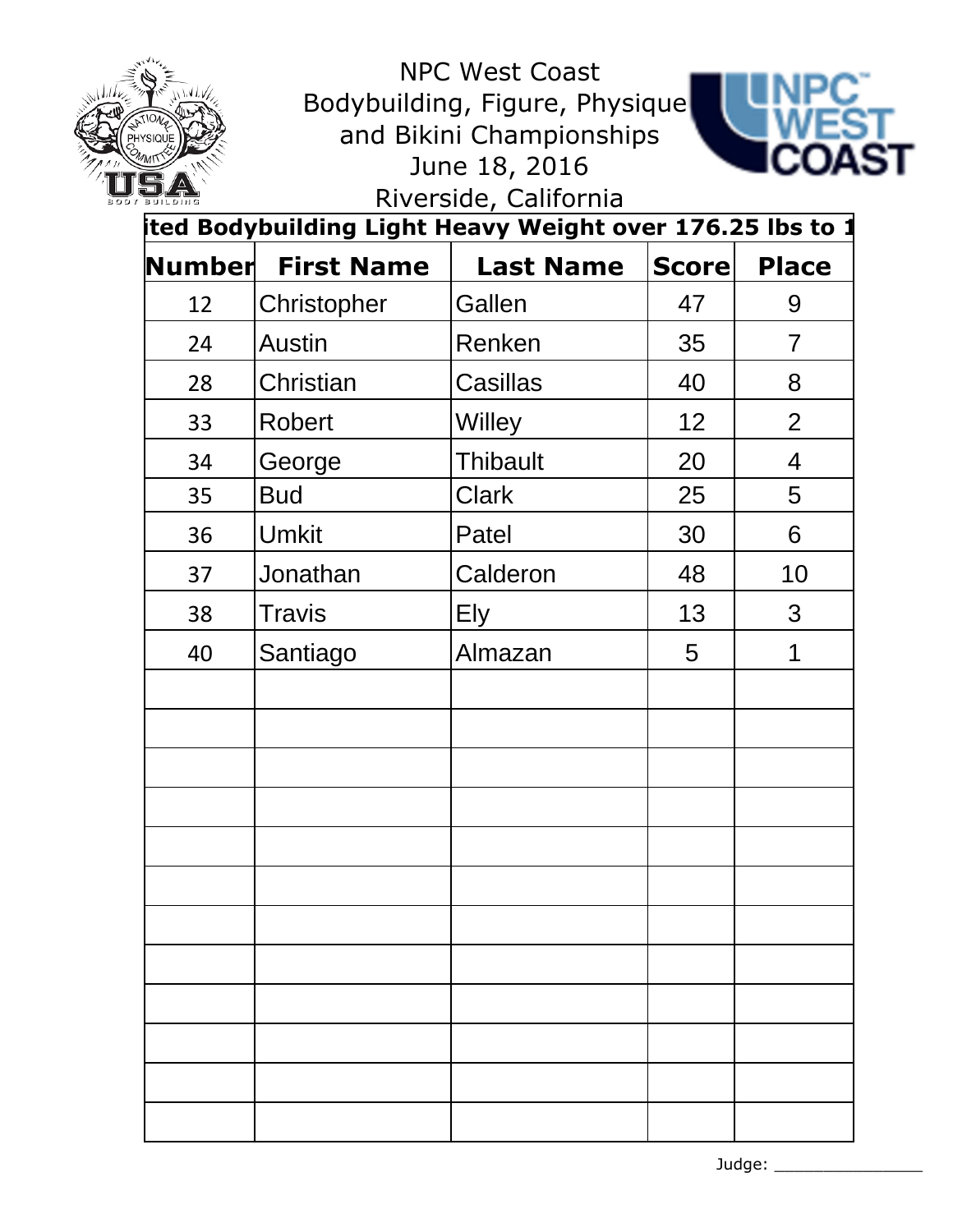NPC West Coast
Bodybuilding, Figure, Physique
and Bikini Championships
June 18, 2016
Riverside, California

**ited Bodybuilding Light Heavy Weight over 176.25 lbs to 1**

| Number | First Name | Last Name | Score | Place |
|---|---|---|---|---|
| 12 | Christopher | Gallen | 47 | 9 |
| 24 | Austin | Renken | 35 | 7 |
| 28 | Christian | Casillas | 40 | 8 |
| 33 | Robert | Willey | 12 | 2 |
| 34 | George | Thibault | 20 | 4 |
| 35 | Bud | Clark | 25 | 5 |
| 36 | Umkit | Patel | 30 | 6 |
| 37 | Jonathan | Calderon | 48 | 10 |
| 38 | Travis | Ely | 13 | 3 |
| 40 | Santiago | Almazan | 5 | 1 |
| | | | | |
| | | | | |
| | | | | |
| | | | | |
| | | | | |
| | | | | |
| | | | | |
| | | | | |
| | | | | |
| | | | | |
| | | | | |
| | | | | |

Judge: _______________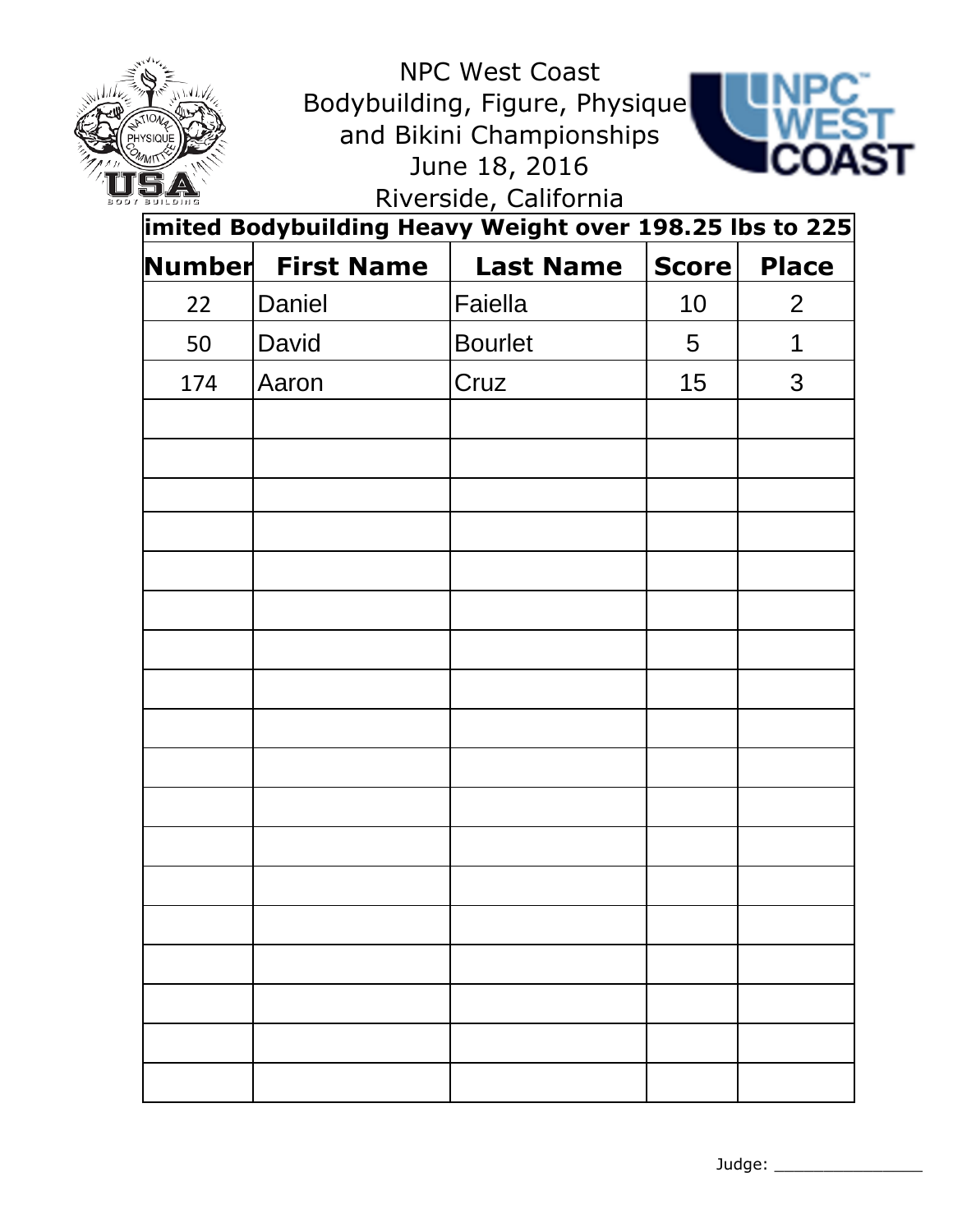NPC West Coast
Bodybuilding, Figure, Physique and Bikini Championships
June 18, 2016
Riverside, California

| imited Bodybuilding Heavy Weight over 198.25 lbs to 225 | | | | |
|---|---|---|---|---|
| **Number** | **First Name** | **Last Name** | **Score** | **Place** |
| 22 | Daniel | Faiella | 10 | 2 |
| 50 | David | Bourlet | 5 | 1 |
| 174 | Aaron | Cruz | 15 | 3 |
| | | | | |
| | | | | |
| | | | | |
| | | | | |
| | | | | |
| | | | | |
| | | | | |
| | | | | |
| | | | | |
| | | | | |
| | | | | |
| | | | | |
| | | | | |
| | | | | |
| | | | | |
| | | | | |
| | | | | |

Judge: _______________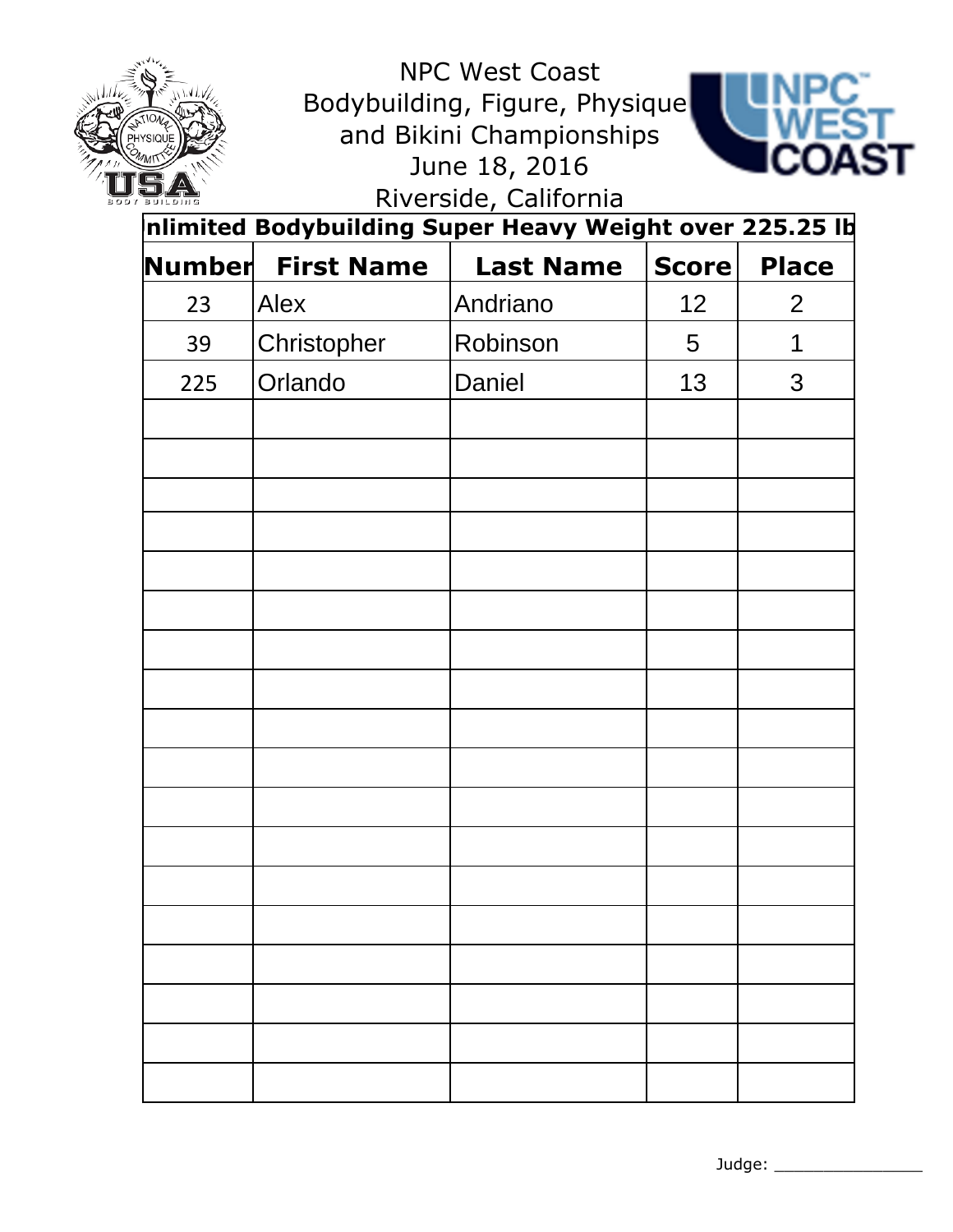NPC West Coast
Bodybuilding, Figure, Physique
and Bikini Championships
June 18, 2016
Riverside, California

nlimited Bodybuilding Super Heavy Weight over 225.25 lb

| Number | First Name | Last Name | Score | Place |
|---|---|---|---|---|
| 23 | Alex | Andriano | 12 | 2 |
| 39 | Christopher | Robinson | 5 | 1 |
| 225 | Orlando | Daniel | 13 | 3 |
| | | | | |
| | | | | |
| | | | | |
| | | | | |
| | | | | |
| | | | | |
| | | | | |
| | | | | |
| | | | | |
| | | | | |
| | | | | |
| | | | | |
| | | | | |
| | | | | |
| | | | | |
| | | | | |
| | | | | |
| | | | | |

Judge: _______________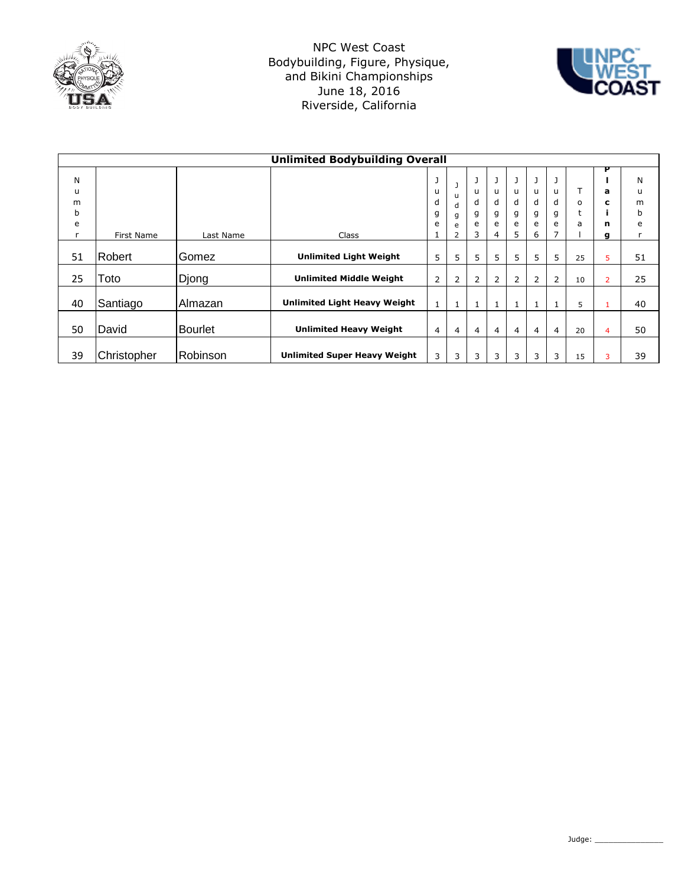NPC West Coast
Bodybuilding, Figure, Physique,
and Bikini Championships
June 18, 2016
Riverside, California

## Unlimited Bodybuilding Overall

| Number | First Name | Last Name | Class | Judge 1 | Judge 2 | Judge 3 | Judge 4 | Judge 5 | Judge 6 | Judge 7 | Total | Placing | Number |
|---|---|---|---|---|---|---|---|---|---|---|---|---|---|
| 51 | Robert | Gomez | **Unlimited Light Weight** | 5 | 5 | 5 | 5 | 5 | 5 | 5 | 25 | 5 | 51 |
| 25 | Toto | Djong | **Unlimited Middle Weight** | 2 | 2 | 2 | 2 | 2 | 2 | 2 | 10 | 2 | 25 |
| 40 | Santiago | Almazan | **Unlimited Light Heavy Weight** | 1 | 1 | 1 | 1 | 1 | 1 | 1 | 5 | 1 | 40 |
| 50 | David | Bourlet | **Unlimited Heavy Weight** | 4 | 4 | 4 | 4 | 4 | 4 | 4 | 20 | 4 | 50 |
| 39 | Christopher | Robinson | **Unlimited Super Heavy Weight** | 3 | 3 | 3 | 3 | 3 | 3 | 3 | 15 | 3 | 39 |

Judge: _______________